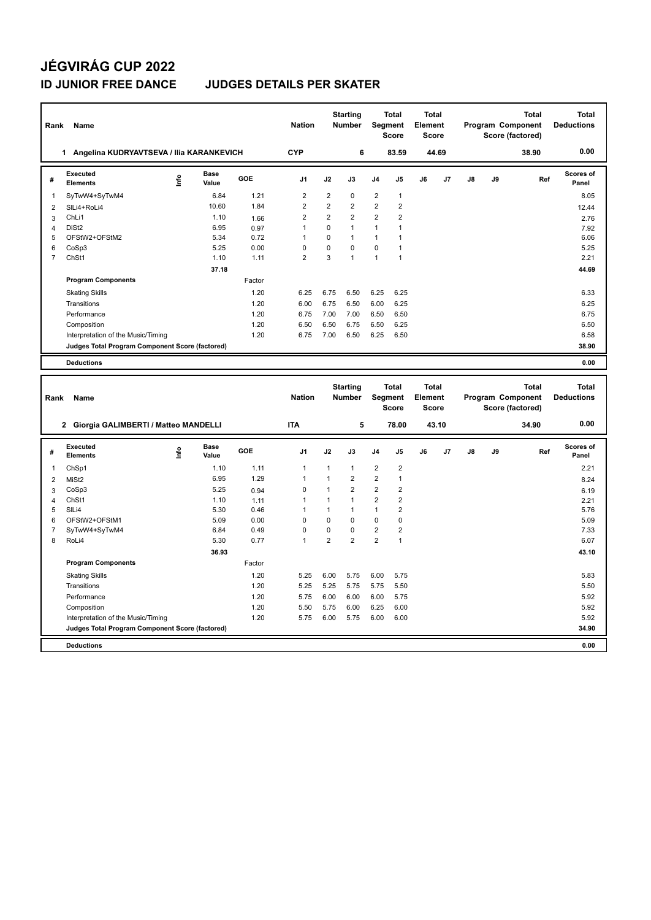# JÉGVIRÁG CUP 2022

## ID JUNIOR FREE DANCE   JUDGES DETAILS PER SKATER

| Rank | Name | Nation | Starting Number | Total Segment Score | Total Element Score | Total Program Component Score (factored) | Total Deductions |
|---|---|---|---|---|---|---|---|
| 1 | Angelina KUDRYAVTSEVA / Ilia KARANKEVICH | CYP | 6 | 83.59 | 44.69 | 38.90 | 0.00 |

| # | Executed Elements | Info | Base Value | GOE | J1 | J2 | J3 | J4 | J5 | J6 | J7 | J8 | J9 | Ref | Scores of Panel |
|---|---|---|---|---|---|---|---|---|---|---|---|---|---|---|---|
| 1 | SyTwW4+SyTwM4 | | 6.84 | 1.21 | 2 | 2 | 0 | 2 | 1 | | | | | | 8.05 |
| 2 | SlLi4+RoLi4 | | 10.60 | 1.84 | 2 | 2 | 2 | 2 | 2 | | | | | | 12.44 |
| 3 | ChLi1 | | 1.10 | 1.66 | 2 | 2 | 2 | 2 | 2 | | | | | | 2.76 |
| 4 | DiSt2 | | 6.95 | 0.97 | 1 | 0 | 1 | 1 | 1 | | | | | | 7.92 |
| 5 | OFStW2+OFStM2 | | 5.34 | 0.72 | 1 | 0 | 1 | 1 | 1 | | | | | | 6.06 |
| 6 | CoSp3 | | 5.25 | 0.00 | 0 | 0 | 0 | 0 | 1 | | | | | | 5.25 |
| 7 | ChSt1 | | 1.10 | 1.11 | 2 | 3 | 1 | 1 | 1 | | | | | | 2.21 |
| | | | 37.18 | | | | | | | | | | | | 44.69 |
| | **Program Components** | | | Factor | | | | | | | | | | | |
| | Skating Skills | | | 1.20 | 6.25 | 6.75 | 6.50 | 6.25 | 6.25 | | | | | | 6.33 |
| | Transitions | | | 1.20 | 6.00 | 6.75 | 6.50 | 6.00 | 6.25 | | | | | | 6.25 |
| | Performance | | | 1.20 | 6.75 | 7.00 | 7.00 | 6.50 | 6.50 | | | | | | 6.75 |
| | Composition | | | 1.20 | 6.50 | 6.50 | 6.75 | 6.50 | 6.25 | | | | | | 6.50 |
| | Interpretation of the Music/Timing | | | 1.20 | 6.75 | 7.00 | 6.50 | 6.25 | 6.50 | | | | | | 6.58 |
| | **Judges Total Program Component Score (factored)** | | | | | | | | | | | | | | 38.90 |
| | **Deductions** | | | | | | | | | | | | | | 0.00 |

| Rank | Name | Nation | Starting Number | Total Segment Score | Total Element Score | Total Program Component Score (factored) | Total Deductions |
|---|---|---|---|---|---|---|---|
| 2 | Giorgia GALIMBERTI / Matteo MANDELLI | ITA | 5 | 78.00 | 43.10 | 34.90 | 0.00 |

| # | Executed Elements | Info | Base Value | GOE | J1 | J2 | J3 | J4 | J5 | J6 | J7 | J8 | J9 | Ref | Scores of Panel |
|---|---|---|---|---|---|---|---|---|---|---|---|---|---|---|---|
| 1 | ChSp1 | | 1.10 | 1.11 | 1 | 1 | 1 | 2 | 2 | | | | | | 2.21 |
| 2 | MiSt2 | | 6.95 | 1.29 | 1 | 1 | 2 | 2 | 1 | | | | | | 8.24 |
| 3 | CoSp3 | | 5.25 | 0.94 | 0 | 1 | 2 | 2 | 2 | | | | | | 6.19 |
| 4 | ChSt1 | | 1.10 | 1.11 | 1 | 1 | 1 | 2 | 2 | | | | | | 2.21 |
| 5 | SlLi4 | | 5.30 | 0.46 | 1 | 1 | 1 | 1 | 2 | | | | | | 5.76 |
| 6 | OFStW2+OFStM1 | | 5.09 | 0.00 | 0 | 0 | 0 | 0 | 0 | | | | | | 5.09 |
| 7 | SyTwW4+SyTwM4 | | 6.84 | 0.49 | 0 | 0 | 0 | 2 | 2 | | | | | | 7.33 |
| 8 | RoLi4 | | 5.30 | 0.77 | 1 | 2 | 2 | 2 | 1 | | | | | | 6.07 |
| | | | 36.93 | | | | | | | | | | | | 43.10 |
| | **Program Components** | | | Factor | | | | | | | | | | | |
| | Skating Skills | | | 1.20 | 5.25 | 6.00 | 5.75 | 6.00 | 5.75 | | | | | | 5.83 |
| | Transitions | | | 1.20 | 5.25 | 5.25 | 5.75 | 5.75 | 5.50 | | | | | | 5.50 |
| | Performance | | | 1.20 | 5.75 | 6.00 | 6.00 | 6.00 | 5.75 | | | | | | 5.92 |
| | Composition | | | 1.20 | 5.50 | 5.75 | 6.00 | 6.25 | 6.00 | | | | | | 5.92 |
| | Interpretation of the Music/Timing | | | 1.20 | 5.75 | 6.00 | 5.75 | 6.00 | 6.00 | | | | | | 5.92 |
| | **Judges Total Program Component Score (factored)** | | | | | | | | | | | | | | 34.90 |
| | **Deductions** | | | | | | | | | | | | | | 0.00 |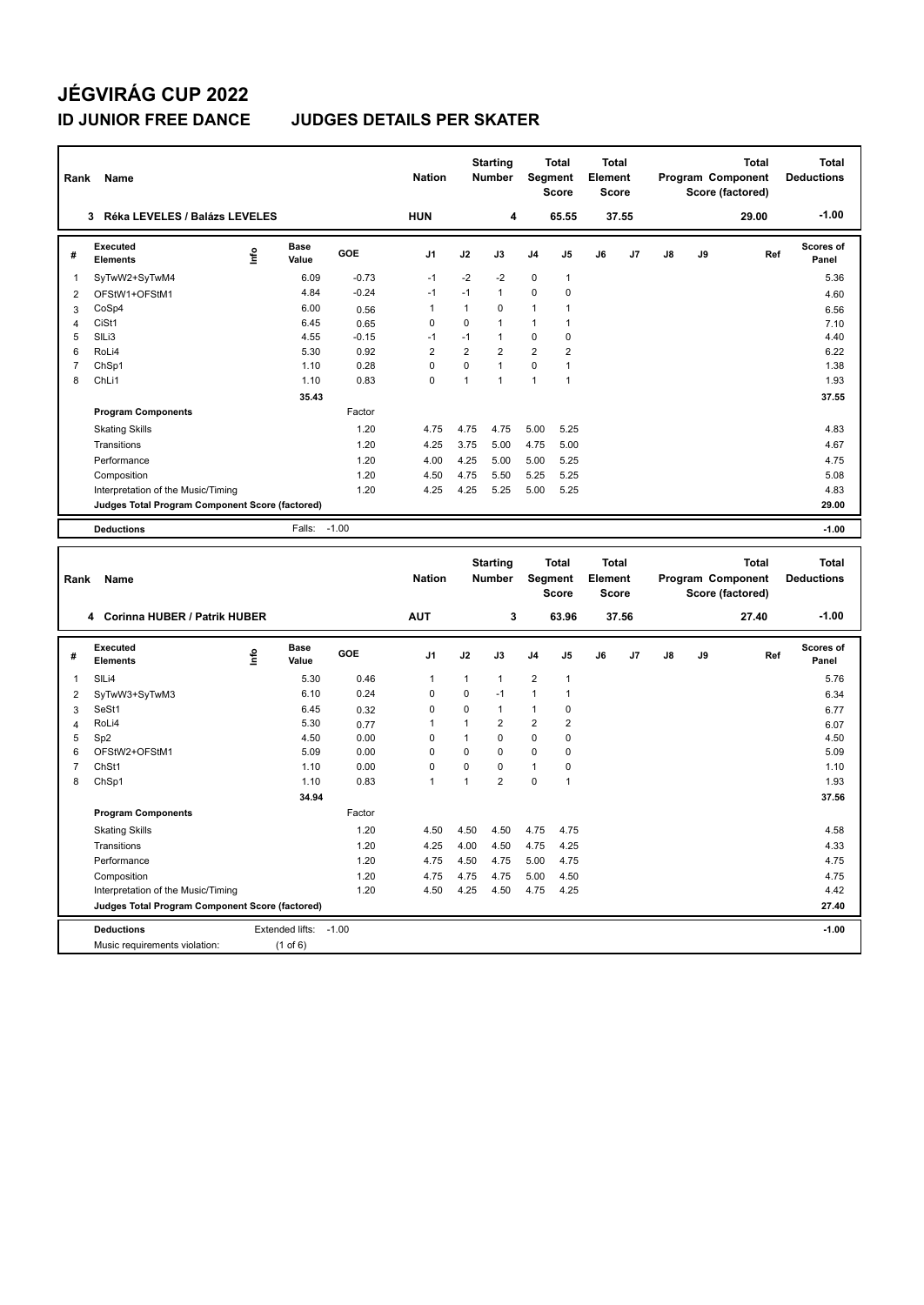# JÉGVIRÁG CUP 2022

## ID JUNIOR FREE DANCE JUDGES DETAILS PER SKATER

| Rank | Name | Nation | Starting Number | Total Segment Score | Total Element Score | Total Program Component Score (factored) | Total Deductions |
|---|---|---|---|---|---|---|---|
| 3 | Réka LEVELES / Balázs LEVELES | HUN | 4 | 65.55 | 37.55 | 29.00 | -1.00 |

| # | Executed Elements | Info | Base Value | GOE | J1 | J2 | J3 | J4 | J5 | J6 | J7 | J8 | J9 | Ref | Scores of Panel |
|---|---|---|---|---|---|---|---|---|---|---|---|---|---|---|---|
| 1 | SyTwW2+SyTwM4 | | 6.09 | -0.73 | -1 | -2 | -2 | 0 | 1 | | | | | | 5.36 |
| 2 | OFStW1+OFStM1 | | 4.84 | -0.24 | -1 | -1 | 1 | 0 | 0 | | | | | | 4.60 |
| 3 | CoSp4 | | 6.00 | 0.56 | 1 | 1 | 0 | 1 | 1 | | | | | | 6.56 |
| 4 | CiSt1 | | 6.45 | 0.65 | 0 | 0 | 1 | 1 | 1 | | | | | | 7.10 |
| 5 | SlLi3 | | 4.55 | -0.15 | -1 | -1 | 1 | 0 | 0 | | | | | | 4.40 |
| 6 | RoLi4 | | 5.30 | 0.92 | 2 | 2 | 2 | 2 | 2 | | | | | | 6.22 |
| 7 | ChSp1 | | 1.10 | 0.28 | 0 | 0 | 1 | 0 | 1 | | | | | | 1.38 |
| 8 | ChLi1 | | 1.10 | 0.83 | 0 | 1 | 1 | 1 | 1 | | | | | | 1.93 |
| | | | 35.43 | | | | | | | | | | | | 37.55 |
| | **Program Components** | | | Factor | | | | | | | | | | | |
| | Skating Skills | | | 1.20 | 4.75 | 4.75 | 4.75 | 5.00 | 5.25 | | | | | | 4.83 |
| | Transitions | | | 1.20 | 4.25 | 3.75 | 5.00 | 4.75 | 5.00 | | | | | | 4.67 |
| | Performance | | | 1.20 | 4.00 | 4.25 | 5.00 | 5.00 | 5.25 | | | | | | 4.75 |
| | Composition | | | 1.20 | 4.50 | 4.75 | 5.50 | 5.25 | 5.25 | | | | | | 5.08 |
| | Interpretation of the Music/Timing | | | 1.20 | 4.25 | 4.25 | 5.25 | 5.00 | 5.25 | | | | | | 4.83 |
| | **Judges Total Program Component Score (factored)** | | | | | | | | | | | | | | 29.00 |
| | **Deductions** | | Falls: | -1.00 | | | | | | | | | | | -1.00 |

| Rank | Name | Nation | Starting Number | Total Segment Score | Total Element Score | Total Program Component Score (factored) | Total Deductions |
|---|---|---|---|---|---|---|---|
| 4 | Corinna HUBER / Patrik HUBER | AUT | 3 | 63.96 | 37.56 | 27.40 | -1.00 |

| # | Executed Elements | Info | Base Value | GOE | J1 | J2 | J3 | J4 | J5 | J6 | J7 | J8 | J9 | Ref | Scores of Panel |
|---|---|---|---|---|---|---|---|---|---|---|---|---|---|---|---|
| 1 | SlLi4 | | 5.30 | 0.46 | 1 | 1 | 1 | 2 | 1 | | | | | | 5.76 |
| 2 | SyTwW3+SyTwM3 | | 6.10 | 0.24 | 0 | 0 | -1 | 1 | 1 | | | | | | 6.34 |
| 3 | SeSt1 | | 6.45 | 0.32 | 0 | 0 | 1 | 1 | 0 | | | | | | 6.77 |
| 4 | RoLi4 | | 5.30 | 0.77 | 1 | 1 | 2 | 2 | 2 | | | | | | 6.07 |
| 5 | Sp2 | | 4.50 | 0.00 | 0 | 1 | 0 | 0 | 0 | | | | | | 4.50 |
| 6 | OFStW2+OFStM1 | | 5.09 | 0.00 | 0 | 0 | 0 | 0 | 0 | | | | | | 5.09 |
| 7 | ChSt1 | | 1.10 | 0.00 | 0 | 0 | 0 | 1 | 0 | | | | | | 1.10 |
| 8 | ChSp1 | | 1.10 | 0.83 | 1 | 1 | 2 | 0 | 1 | | | | | | 1.93 |
| | | | 34.94 | | | | | | | | | | | | 37.56 |
| | **Program Components** | | | Factor | | | | | | | | | | | |
| | Skating Skills | | | 1.20 | 4.50 | 4.50 | 4.50 | 4.75 | 4.75 | | | | | | 4.58 |
| | Transitions | | | 1.20 | 4.25 | 4.00 | 4.50 | 4.75 | 4.25 | | | | | | 4.33 |
| | Performance | | | 1.20 | 4.75 | 4.50 | 4.75 | 5.00 | 4.75 | | | | | | 4.75 |
| | Composition | | | 1.20 | 4.75 | 4.75 | 4.75 | 5.00 | 4.50 | | | | | | 4.75 |
| | Interpretation of the Music/Timing | | | 1.20 | 4.50 | 4.25 | 4.50 | 4.75 | 4.25 | | | | | | 4.42 |
| | **Judges Total Program Component Score (factored)** | | | | | | | | | | | | | | 27.40 |
| | **Deductions** | | Extended lifts: | -1.00 | | | | | | | | | | | -1.00 |
| | Music requirements violation: | | (1 of 6) | | | | | | | | | | | | |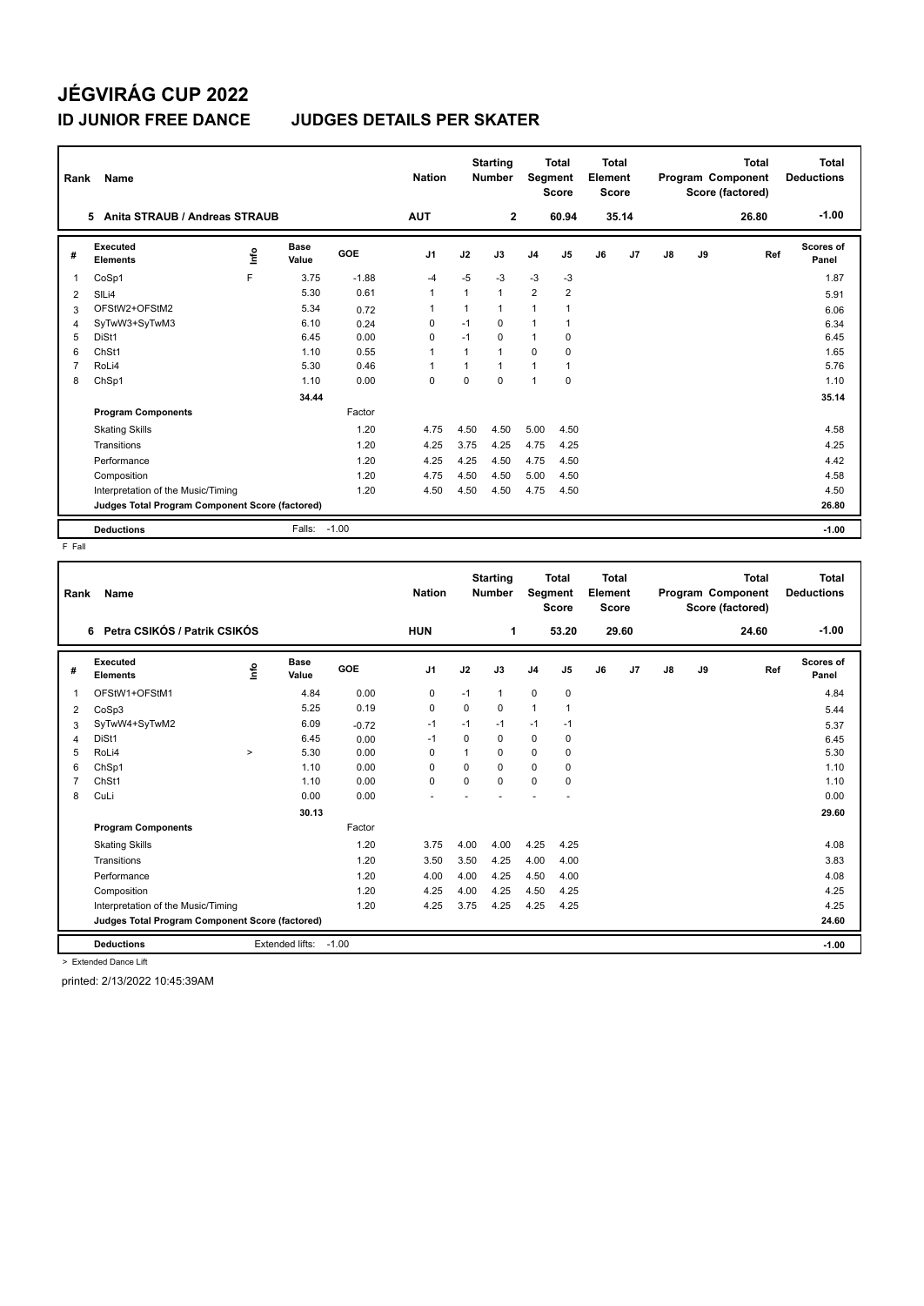# JÉGVIRÁG CUP 2022

## ID JUNIOR FREE DANCE JUDGES DETAILS PER SKATER

| Rank | Name | Nation | Starting Number | Total Segment Score | Total Element Score | Total Program Component Score (factored) | Total Deductions |
|---|---|---|---|---|---|---|---|
| 5 | Anita STRAUB / Andreas STRAUB | AUT | 2 | 60.94 | 35.14 | 26.80 | -1.00 |

| # | Executed Elements | Info | Base Value | GOE | J1 | J2 | J3 | J4 | J5 | J6 | J7 | J8 | J9 | Ref | Scores of Panel |
|---|---|---|---|---|---|---|---|---|---|---|---|---|---|---|---|
| 1 | CoSp1 | F | 3.75 | -1.88 | -4 | -5 | -3 | -3 | -3 | | | | | | 1.87 |
| 2 | SlLi4 | | 5.30 | 0.61 | 1 | 1 | 1 | 2 | 2 | | | | | | 5.91 |
| 3 | OFStW2+OFStM2 | | 5.34 | 0.72 | 1 | 1 | 1 | 1 | 1 | | | | | | 6.06 |
| 4 | SyTwW3+SyTwM3 | | 6.10 | 0.24 | 0 | -1 | 0 | 1 | 1 | | | | | | 6.34 |
| 5 | DiSt1 | | 6.45 | 0.00 | 0 | -1 | 0 | 1 | 0 | | | | | | 6.45 |
| 6 | ChSt1 | | 1.10 | 0.55 | 1 | 1 | 1 | 0 | 0 | | | | | | 1.65 |
| 7 | RoLi4 | | 5.30 | 0.46 | 1 | 1 | 1 | 1 | 1 | | | | | | 5.76 |
| 8 | ChSp1 | | 1.10 | 0.00 | 0 | 0 | 0 | 1 | 0 | | | | | | 1.10 |
| | | | 34.44 | | | | | | | | | | | | 35.14 |
| | **Program Components** | | | Factor | | | | | | | | | | | |
| | Skating Skills | | | 1.20 | 4.75 | 4.50 | 4.50 | 5.00 | 4.50 | | | | | | 4.58 |
| | Transitions | | | 1.20 | 4.25 | 3.75 | 4.25 | 4.75 | 4.25 | | | | | | 4.25 |
| | Performance | | | 1.20 | 4.25 | 4.25 | 4.50 | 4.75 | 4.50 | | | | | | 4.42 |
| | Composition | | | 1.20 | 4.75 | 4.50 | 4.50 | 5.00 | 4.50 | | | | | | 4.58 |
| | Interpretation of the Music/Timing | | | 1.20 | 4.50 | 4.50 | 4.50 | 4.75 | 4.50 | | | | | | 4.50 |
| | **Judges Total Program Component Score (factored)** | | | | | | | | | | | | | | 26.80 |
| | **Deductions** | | Falls: | -1.00 | | | | | | | | | | | -1.00 |

F Fall

| Rank | Name | Nation | Starting Number | Total Segment Score | Total Element Score | Total Program Component Score (factored) | Total Deductions |
|---|---|---|---|---|---|---|---|
| 6 | Petra CSIKÓS / Patrik CSIKÓS | HUN | 1 | 53.20 | 29.60 | 24.60 | -1.00 |

| # | Executed Elements | Info | Base Value | GOE | J1 | J2 | J3 | J4 | J5 | J6 | J7 | J8 | J9 | Ref | Scores of Panel |
|---|---|---|---|---|---|---|---|---|---|---|---|---|---|---|---|
| 1 | OFStW1+OFStM1 | | 4.84 | 0.00 | 0 | -1 | 1 | 0 | 0 | | | | | | 4.84 |
| 2 | CoSp3 | | 5.25 | 0.19 | 0 | 0 | 0 | 1 | 1 | | | | | | 5.44 |
| 3 | SyTwW4+SyTwM2 | | 6.09 | -0.72 | -1 | -1 | -1 | -1 | -1 | | | | | | 5.37 |
| 4 | DiSt1 | | 6.45 | 0.00 | -1 | 0 | 0 | 0 | 0 | | | | | | 6.45 |
| 5 | RoLi4 | > | 5.30 | 0.00 | 0 | 1 | 0 | 0 | 0 | | | | | | 5.30 |
| 6 | ChSp1 | | 1.10 | 0.00 | 0 | 0 | 0 | 0 | 0 | | | | | | 1.10 |
| 7 | ChSt1 | | 1.10 | 0.00 | 0 | 0 | 0 | 0 | 0 | | | | | | 1.10 |
| 8 | CuLi | | 0.00 | 0.00 | - | - | - | - | - | | | | | | 0.00 |
| | | | 30.13 | | | | | | | | | | | | 29.60 |
| | **Program Components** | | | Factor | | | | | | | | | | | |
| | Skating Skills | | | 1.20 | 3.75 | 4.00 | 4.00 | 4.25 | 4.25 | | | | | | 4.08 |
| | Transitions | | | 1.20 | 3.50 | 3.50 | 4.25 | 4.00 | 4.00 | | | | | | 3.83 |
| | Performance | | | 1.20 | 4.00 | 4.00 | 4.25 | 4.50 | 4.00 | | | | | | 4.08 |
| | Composition | | | 1.20 | 4.25 | 4.00 | 4.25 | 4.50 | 4.25 | | | | | | 4.25 |
| | Interpretation of the Music/Timing | | | 1.20 | 4.25 | 3.75 | 4.25 | 4.25 | 4.25 | | | | | | 4.25 |
| | **Judges Total Program Component Score (factored)** | | | | | | | | | | | | | | 24.60 |
| | **Deductions** | | Extended lifts: | -1.00 | | | | | | | | | | | -1.00 |

> Extended Dance Lift

printed: 2/13/2022 10:45:39AM